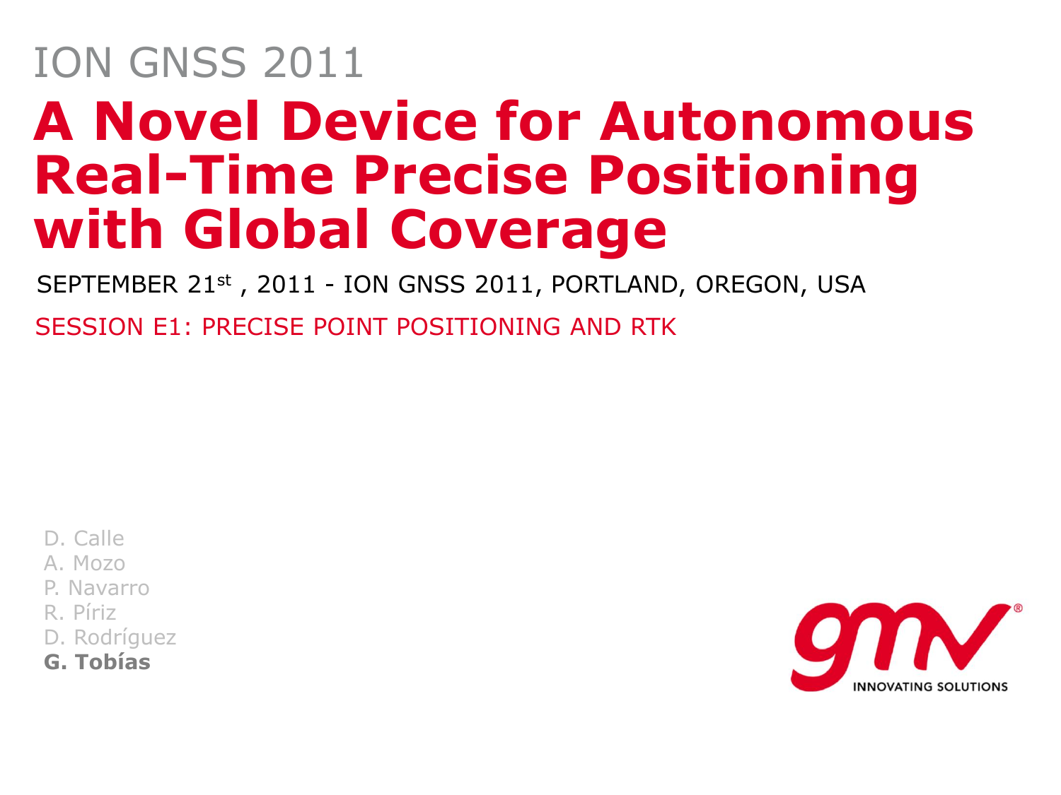ION GNSS 2011

# A Novel Device for Autonomous Real-Time Precise Positioning with Global Coverage

SEPTEMBER 21st , 2011 - ION GNSS 2011, PORTLAND, OREGON, USA

SESSION E1: PRECISE POINT POSITIONING AND RTK

D. Calle
A. Mozo
P. Navarro
R. Píriz
D. Rodríguez
**G. Tobías**

gmv INNOVATING SOLUTIONS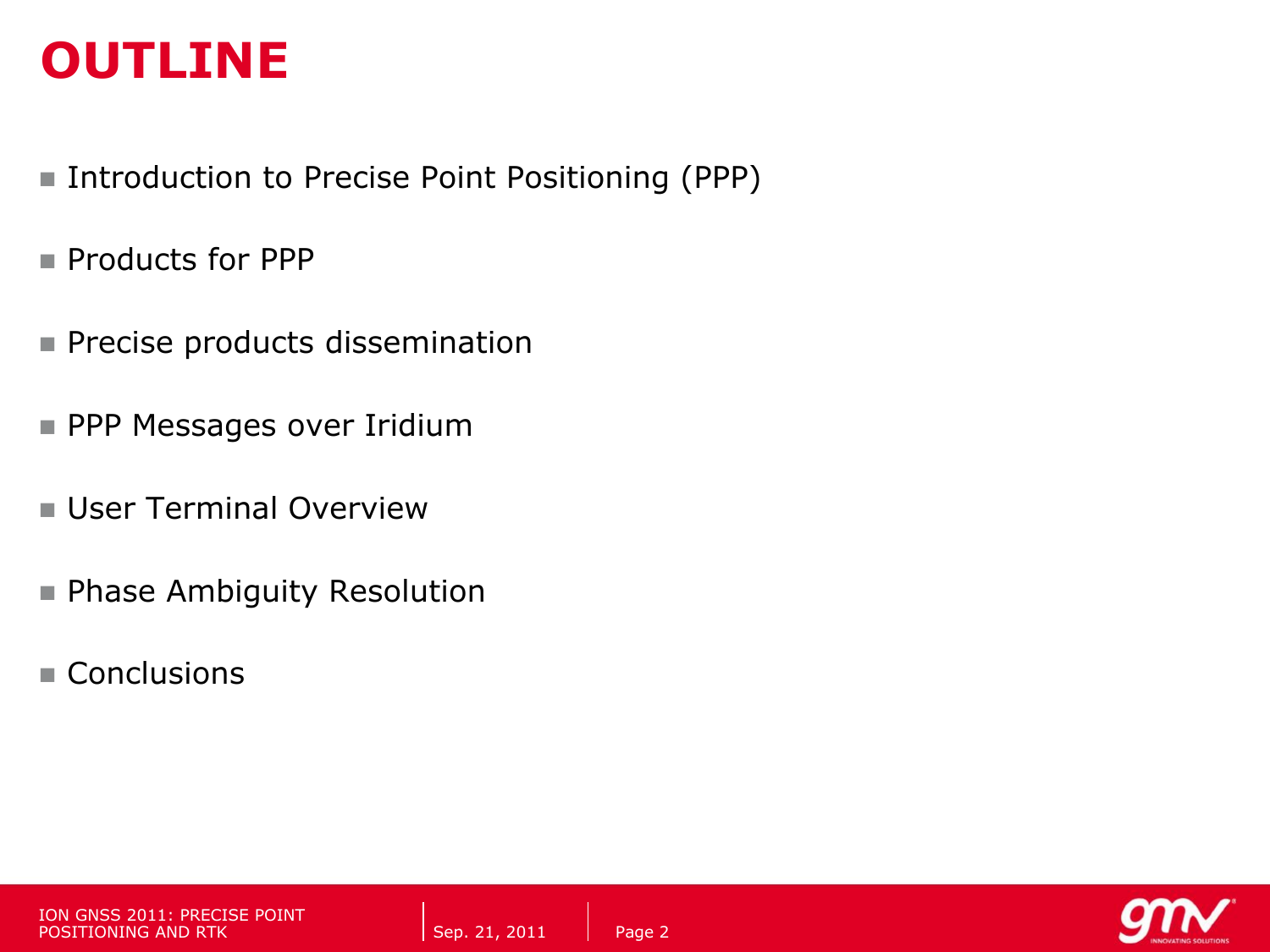# OUTLINE

- Introduction to Precise Point Positioning (PPP)
- Products for PPP
- Precise products dissemination
- PPP Messages over Iridium
- User Terminal Overview
- Phase Ambiguity Resolution
- Conclusions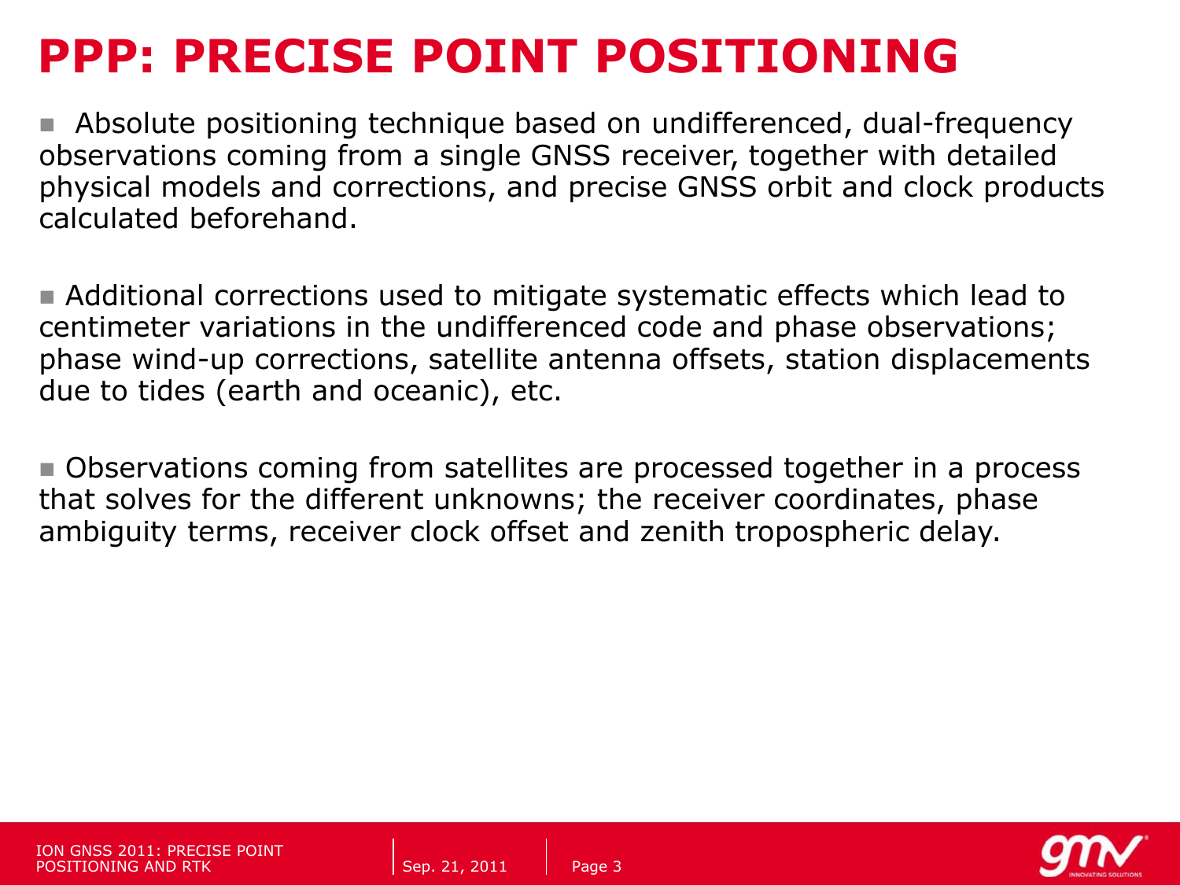# PPP: PRECISE POINT POSITIONING

- Absolute positioning technique based on undifferenced, dual-frequency observations coming from a single GNSS receiver, together with detailed physical models and corrections, and precise GNSS orbit and clock products calculated beforehand.

- Additional corrections used to mitigate systematic effects which lead to centimeter variations in the undifferenced code and phase observations; phase wind-up corrections, satellite antenna offsets, station displacements due to tides (earth and oceanic), etc.

- Observations coming from satellites are processed together in a process that solves for the different unknowns; the receiver coordinates, phase ambiguity terms, receiver clock offset and zenith tropospheric delay.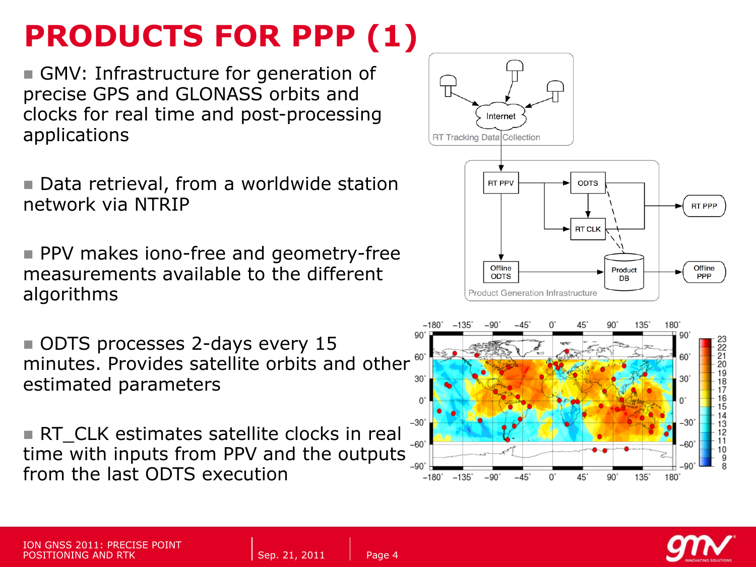# PRODUCTS FOR PPP (1)

- GMV: Infrastructure for generation of precise GPS and GLONASS orbits and clocks for real time and post-processing applications

- Data retrieval, from a worldwide station network via NTRIP

- PPV makes iono-free and geometry-free measurements available to the different algorithms

- ODTS processes 2-days every 15 minutes. Provides satellite orbits and other estimated parameters

- RT_CLK estimates satellite clocks in real time with inputs from PPV and the outputs from the last ODTS execution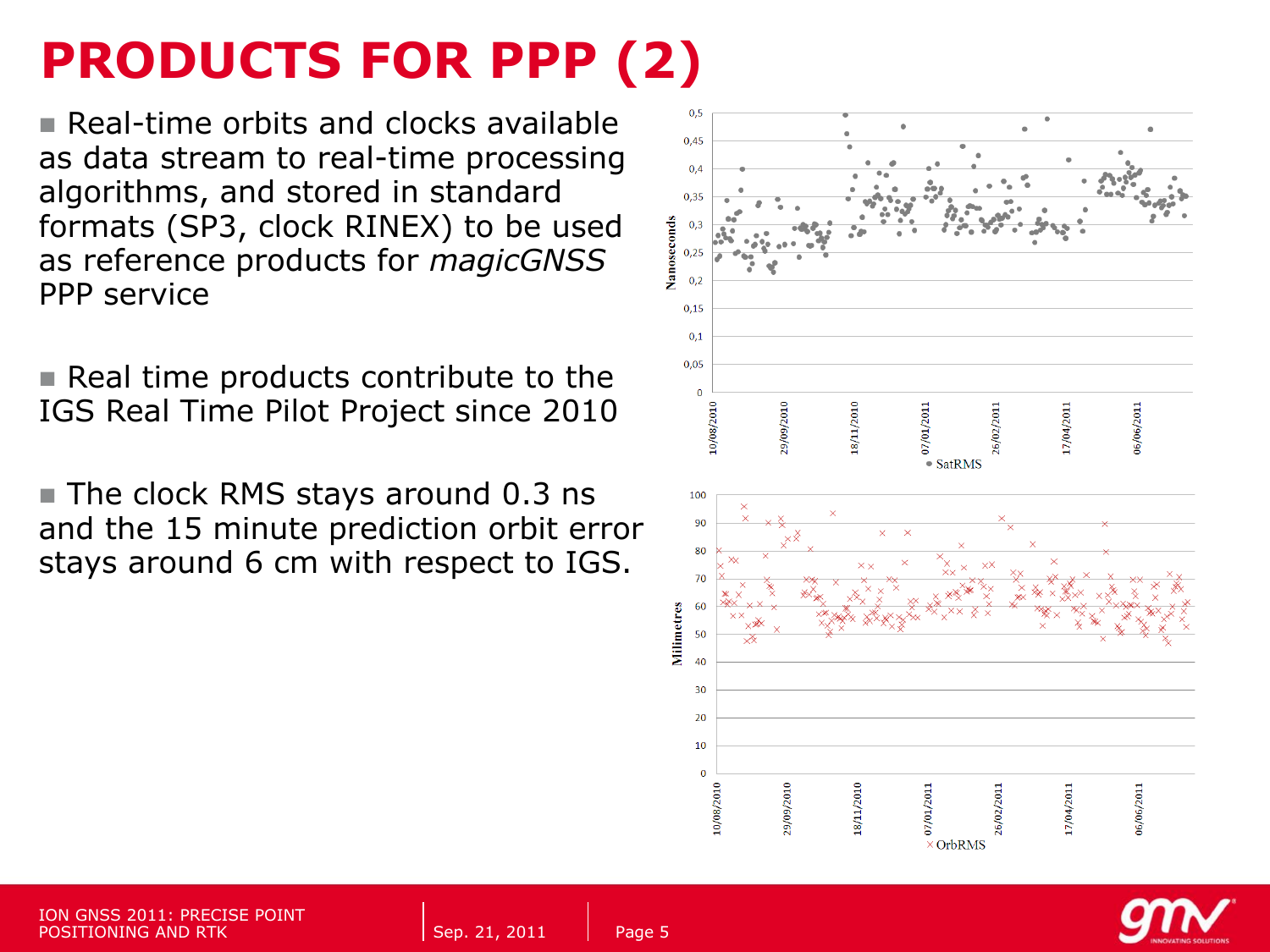# PRODUCTS FOR PPP (2)

- Real-time orbits and clocks available as data stream to real-time processing algorithms, and stored in standard formats (SP3, clock RINEX) to be used as reference products for *magicGNSS* PPP service

- Real time products contribute to the IGS Real Time Pilot Project since 2010

- The clock RMS stays around 0.3 ns and the 15 minute prediction orbit error stays around 6 cm with respect to IGS.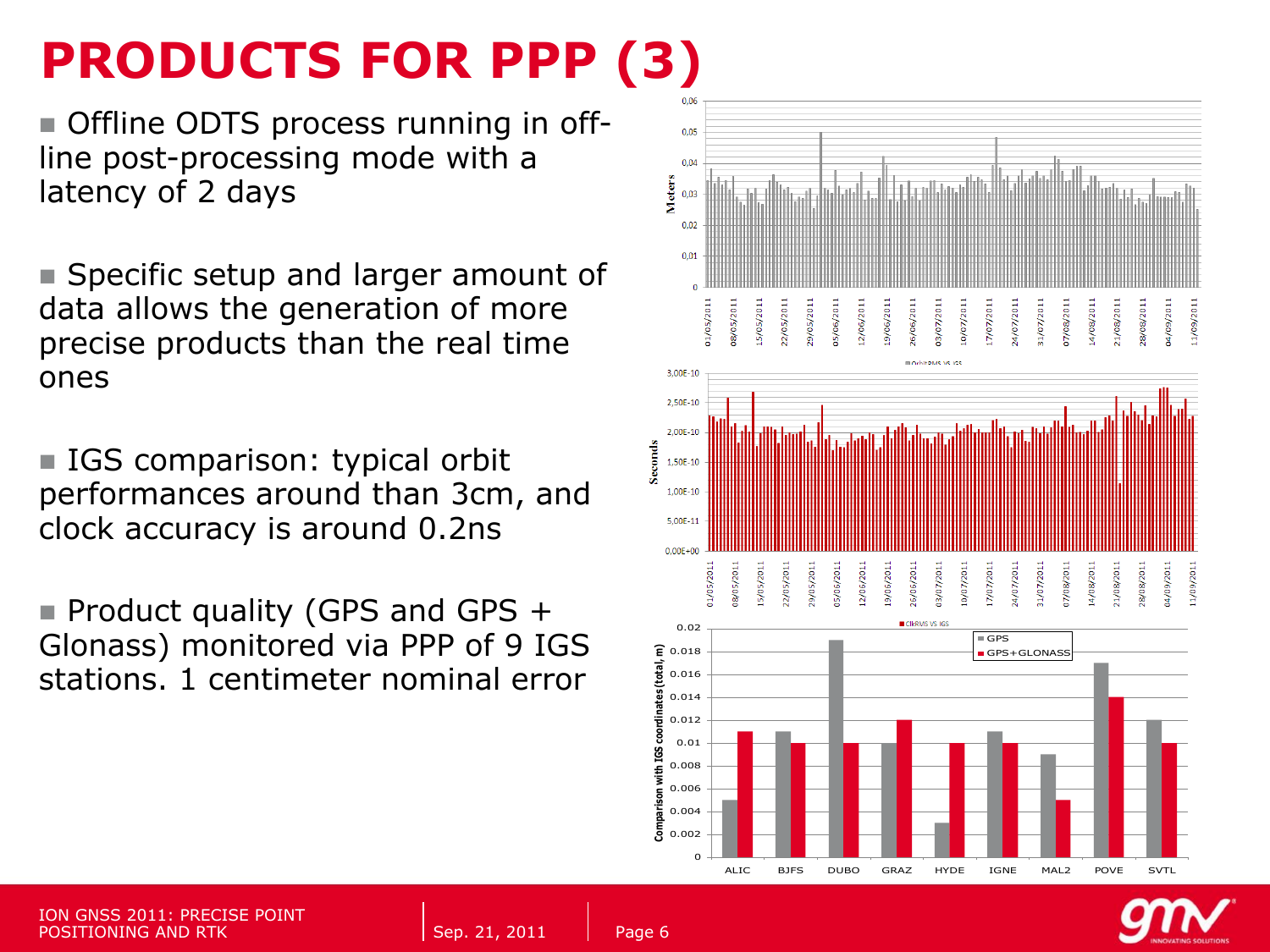# PRODUCTS FOR PPP (3)

- Offline ODTS process running in off-line post-processing mode with a latency of 2 days
- Specific setup and larger amount of data allows the generation of more precise products than the real time ones
- IGS comparison: typical orbit performances around than 3cm, and clock accuracy is around 0.2ns
- Product quality (GPS and GPS + Glonass) monitored via PPP of 9 IGS stations. 1 centimeter nominal error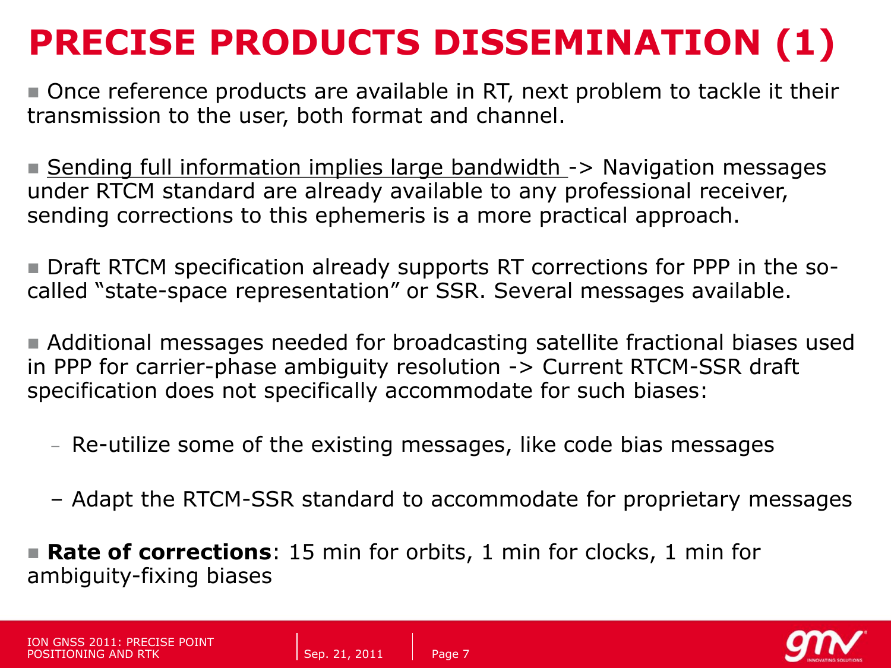# PRECISE PRODUCTS DISSEMINATION (1)

- Once reference products are available in RT, next problem to tackle it their transmission to the user, both format and channel.

- <u>Sending full information implies large bandwidth</u> -> Navigation messages under RTCM standard are already available to any professional receiver, sending corrections to this ephemeris is a more practical approach.

- Draft RTCM specification already supports RT corrections for PPP in the so-called "state-space representation" or SSR. Several messages available.

- Additional messages needed for broadcasting satellite fractional biases used in PPP for carrier-phase ambiguity resolution -> Current RTCM-SSR draft specification does not specifically accommodate for such biases:
  - Re-utilize some of the existing messages, like code bias messages
  - Adapt the RTCM-SSR standard to accommodate for proprietary messages

- **Rate of corrections**: 15 min for orbits, 1 min for clocks, 1 min for ambiguity-fixing biases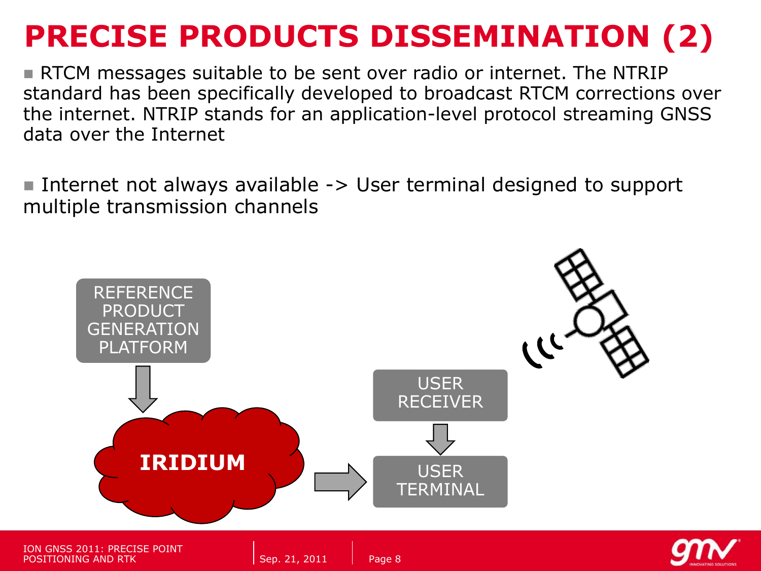# PRECISE PRODUCTS DISSEMINATION (2)

- RTCM messages suitable to be sent over radio or internet. The NTRIP standard has been specifically developed to broadcast RTCM corrections over the internet. NTRIP stands for an application-level protocol streaming GNSS data over the Internet

- Internet not always available -> User terminal designed to support multiple transmission channels

REFERENCE PRODUCT GENERATION PLATFORM

IRIDIUM

USER RECEIVER

USER TERMINAL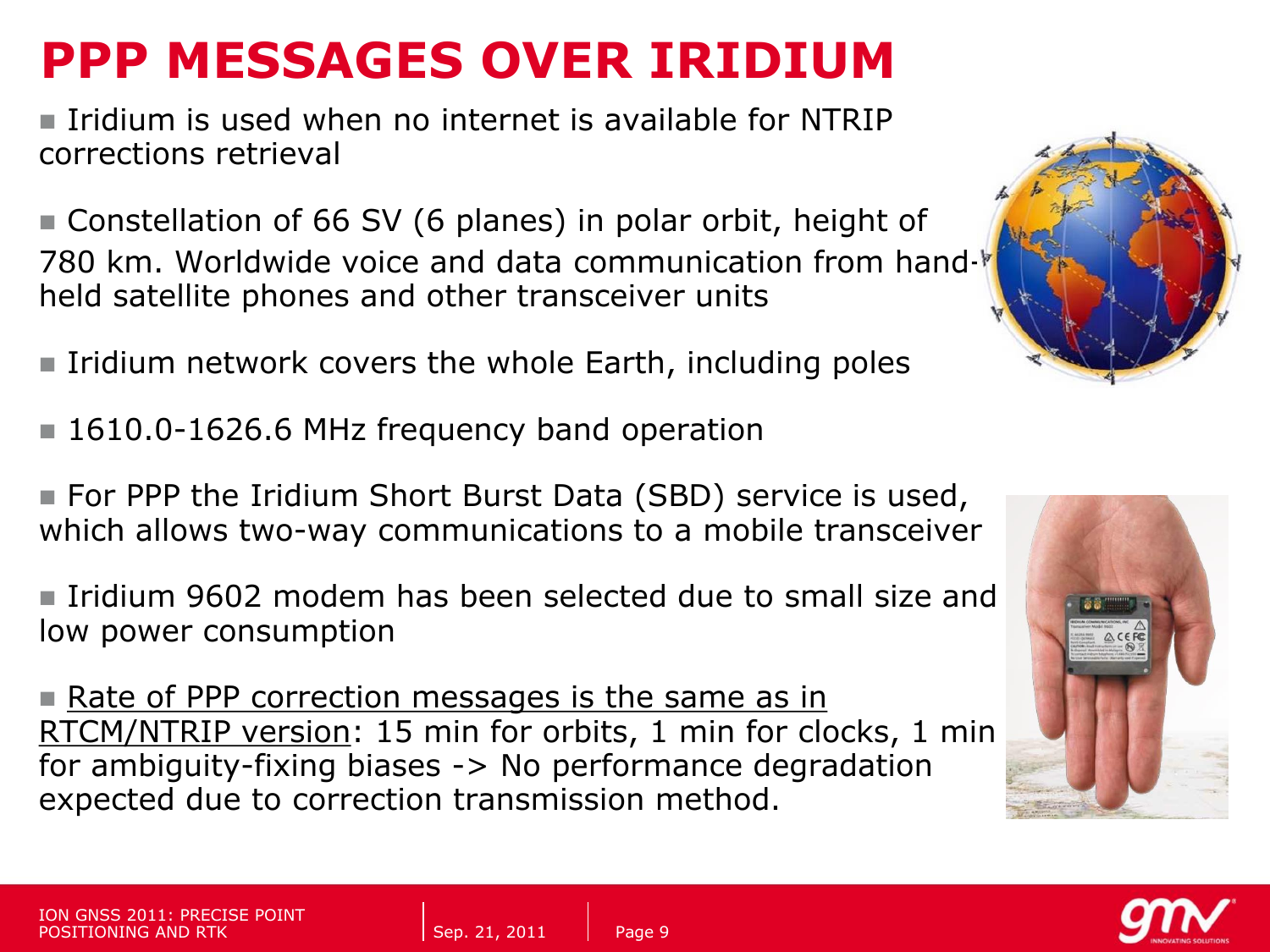# PPP MESSAGES OVER IRIDIUM

- Iridium is used when no internet is available for NTRIP corrections retrieval

- Constellation of 66 SV (6 planes) in polar orbit, height of 780 km. Worldwide voice and data communication from hand-held satellite phones and other transceiver units

- Iridium network covers the whole Earth, including poles

- 1610.0-1626.6 MHz frequency band operation

- For PPP the Iridium Short Burst Data (SBD) service is used, which allows two-way communications to a mobile transceiver

- Iridium 9602 modem has been selected due to small size and low power consumption

- Rate of PPP correction messages is the same as in RTCM/NTRIP version: 15 min for orbits, 1 min for clocks, 1 min for ambiguity-fixing biases -> No performance degradation expected due to correction transmission method.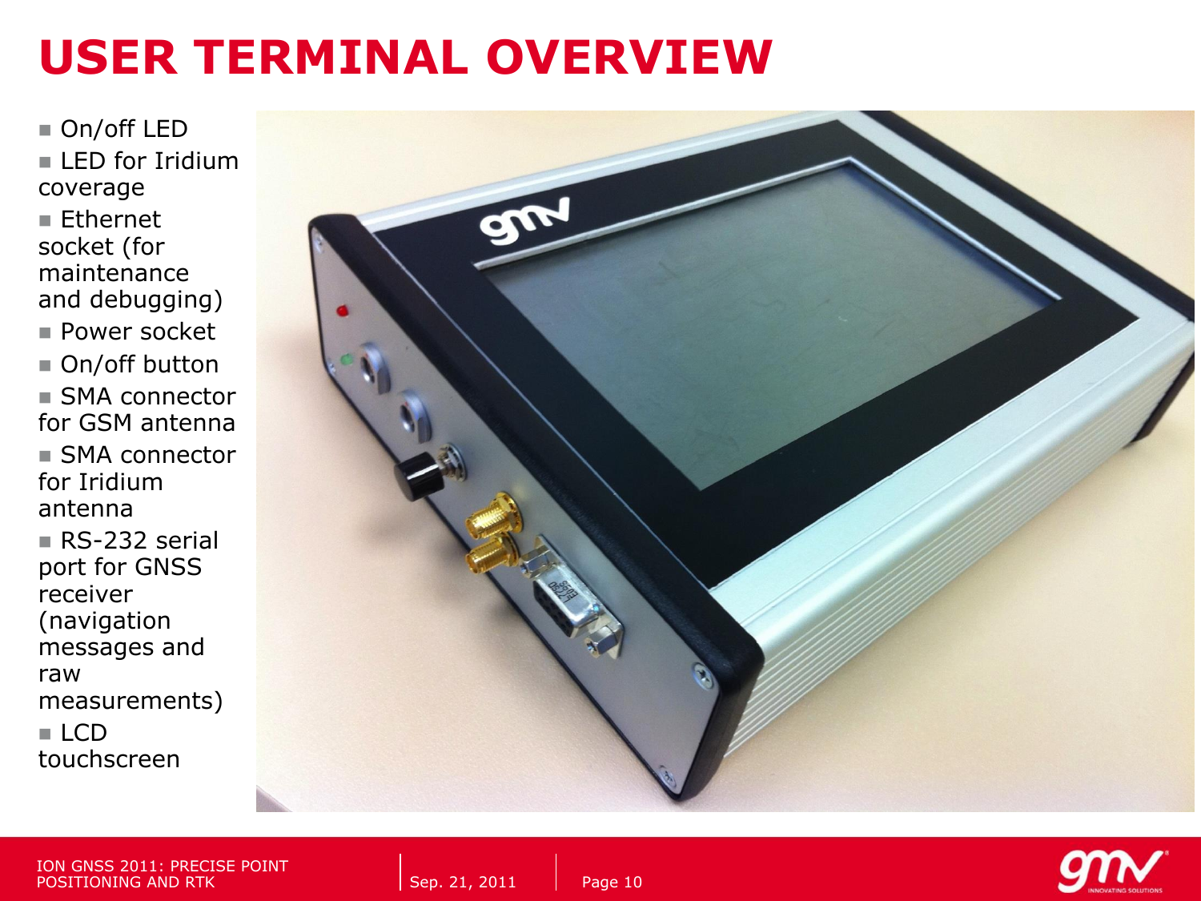# USER TERMINAL OVERVIEW

- On/off LED
- LED for Iridium coverage
- Ethernet socket (for maintenance and debugging)
- Power socket
- On/off button
- SMA connector for GSM antenna
- SMA connector for Iridium antenna
- RS-232 serial port for GNSS receiver (navigation messages and raw measurements)
- LCD touchscreen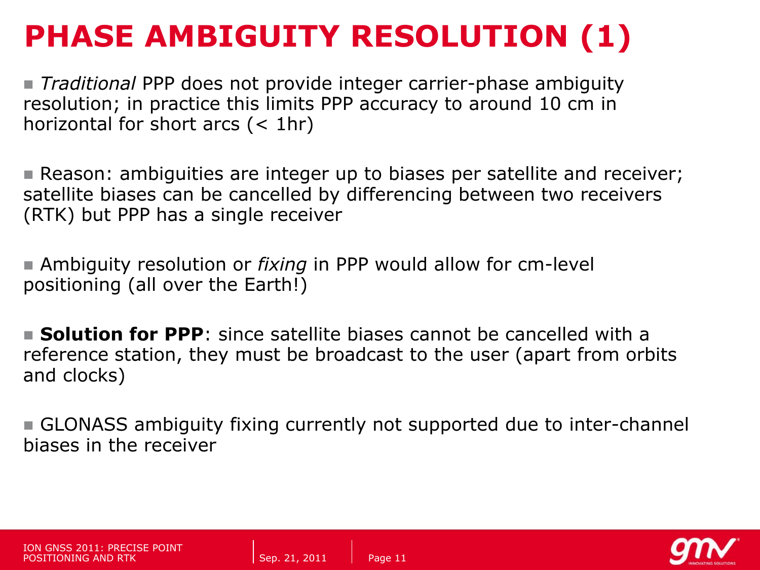# PHASE AMBIGUITY RESOLUTION (1)

- *Traditional* PPP does not provide integer carrier-phase ambiguity resolution; in practice this limits PPP accuracy to around 10 cm in horizontal for short arcs (< 1hr)

- Reason: ambiguities are integer up to biases per satellite and receiver; satellite biases can be cancelled by differencing between two receivers (RTK) but PPP has a single receiver

- Ambiguity resolution or *fixing* in PPP would allow for cm-level positioning (all over the Earth!)

- **Solution for PPP**: since satellite biases cannot be cancelled with a reference station, they must be broadcast to the user (apart from orbits and clocks)

- GLONASS ambiguity fixing currently not supported due to inter-channel biases in the receiver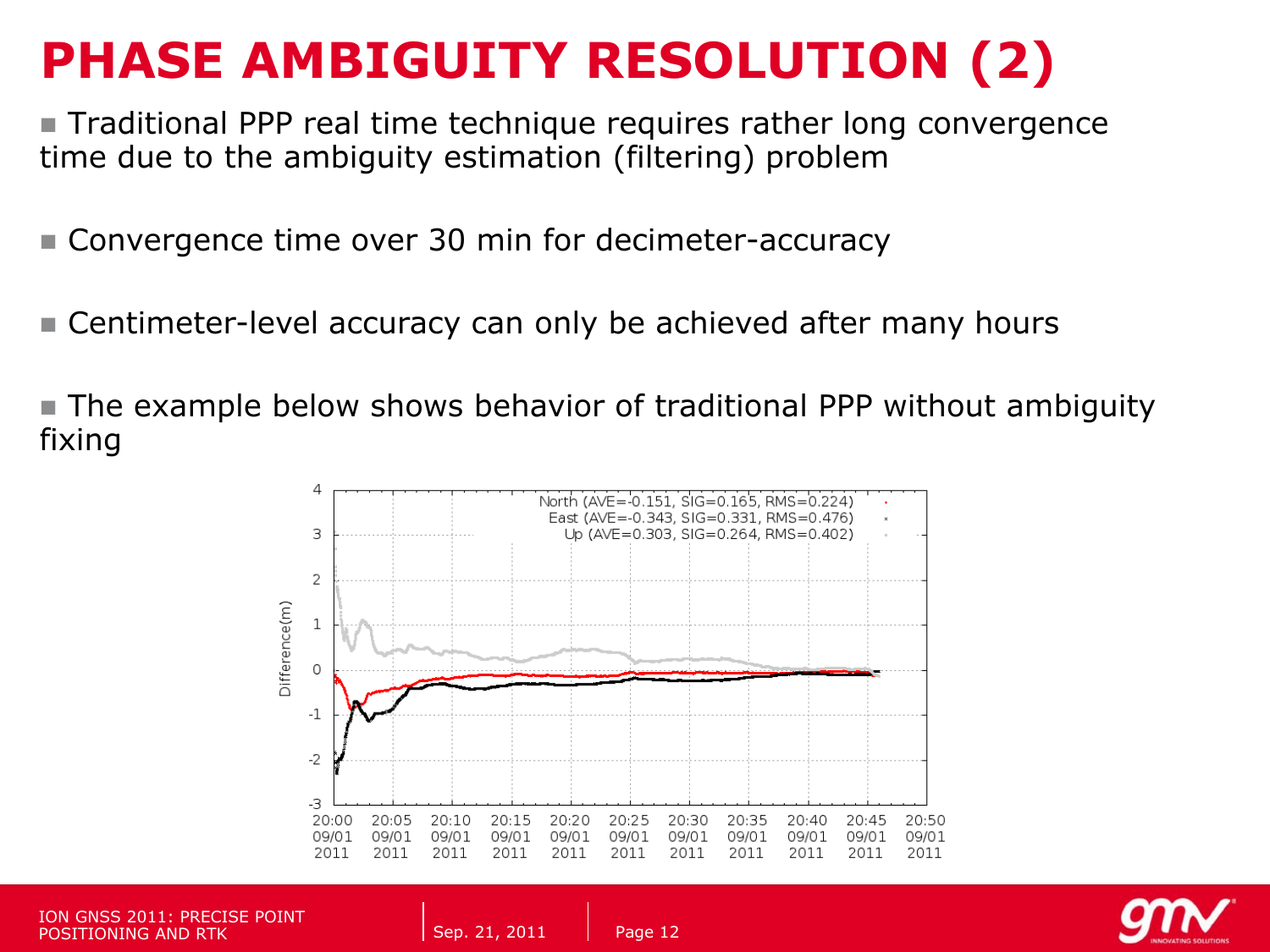# PHASE AMBIGUITY RESOLUTION (2)

- Traditional PPP real time technique requires rather long convergence time due to the ambiguity estimation (filtering) problem

- Convergence time over 30 min for decimeter-accuracy

- Centimeter-level accuracy can only be achieved after many hours

- The example below shows behavior of traditional PPP without ambiguity fixing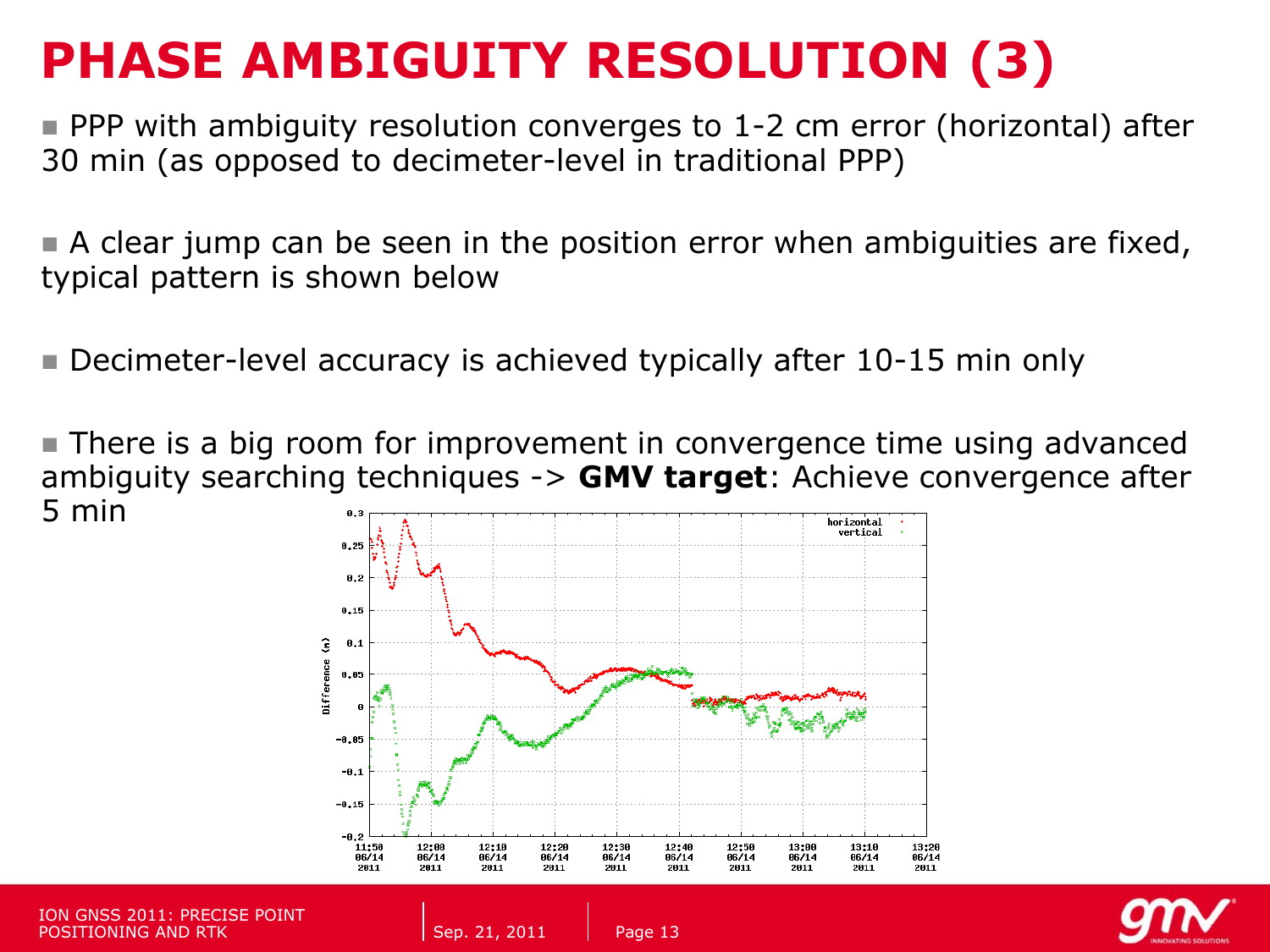# PHASE AMBIGUITY RESOLUTION (3)

- PPP with ambiguity resolution converges to 1-2 cm error (horizontal) after 30 min (as opposed to decimeter-level in traditional PPP)

- A clear jump can be seen in the position error when ambiguities are fixed, typical pattern is shown below

- Decimeter-level accuracy is achieved typically after 10-15 min only

- There is a big room for improvement in convergence time using advanced ambiguity searching techniques -> **GMV target**: Achieve convergence after 5 min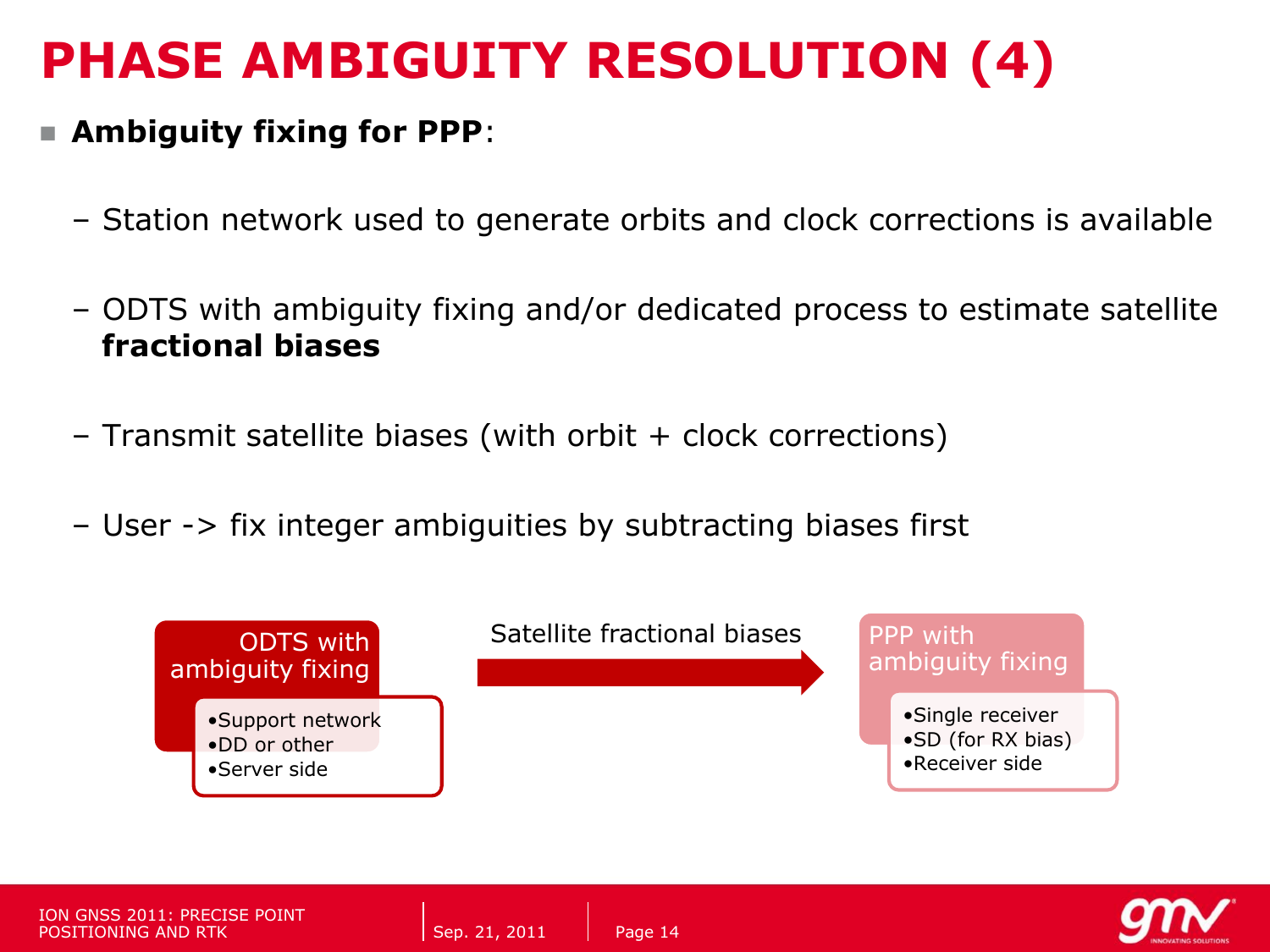# PHASE AMBIGUITY RESOLUTION (4)

- **Ambiguity fixing for PPP**:
  - Station network used to generate orbits and clock corrections is available
  - ODTS with ambiguity fixing and/or dedicated process to estimate satellite **fractional biases**
  - Transmit satellite biases (with orbit + clock corrections)
  - User -> fix integer ambiguities by subtracting biases first

**ODTS with ambiguity fixing**
- Support network
- DD or other
- Server side

Satellite fractional biases →

**PPP with ambiguity fixing**
- Single receiver
- SD (for RX bias)
- Receiver side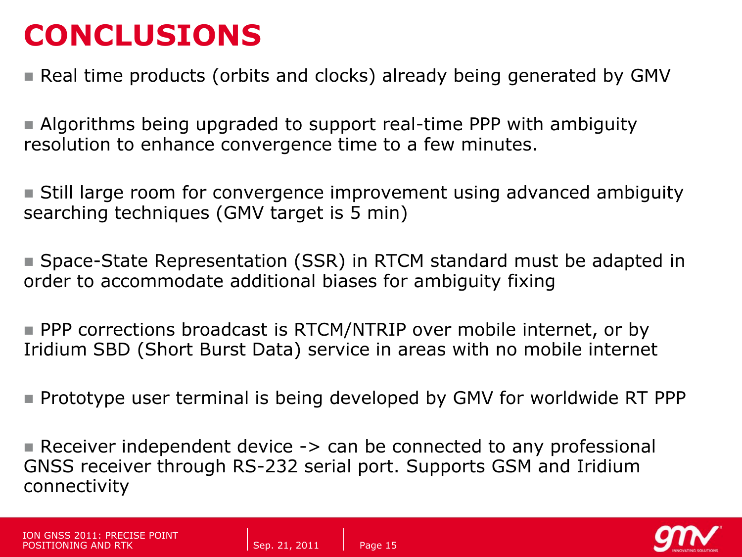# CONCLUSIONS

- Real time products (orbits and clocks) already being generated by GMV

- Algorithms being upgraded to support real-time PPP with ambiguity resolution to enhance convergence time to a few minutes.

- Still large room for convergence improvement using advanced ambiguity searching techniques (GMV target is 5 min)

- Space-State Representation (SSR) in RTCM standard must be adapted in order to accommodate additional biases for ambiguity fixing

- PPP corrections broadcast is RTCM/NTRIP over mobile internet, or by Iridium SBD (Short Burst Data) service in areas with no mobile internet

- Prototype user terminal is being developed by GMV for worldwide RT PPP

- Receiver independent device -> can be connected to any professional GNSS receiver through RS-232 serial port. Supports GSM and Iridium connectivity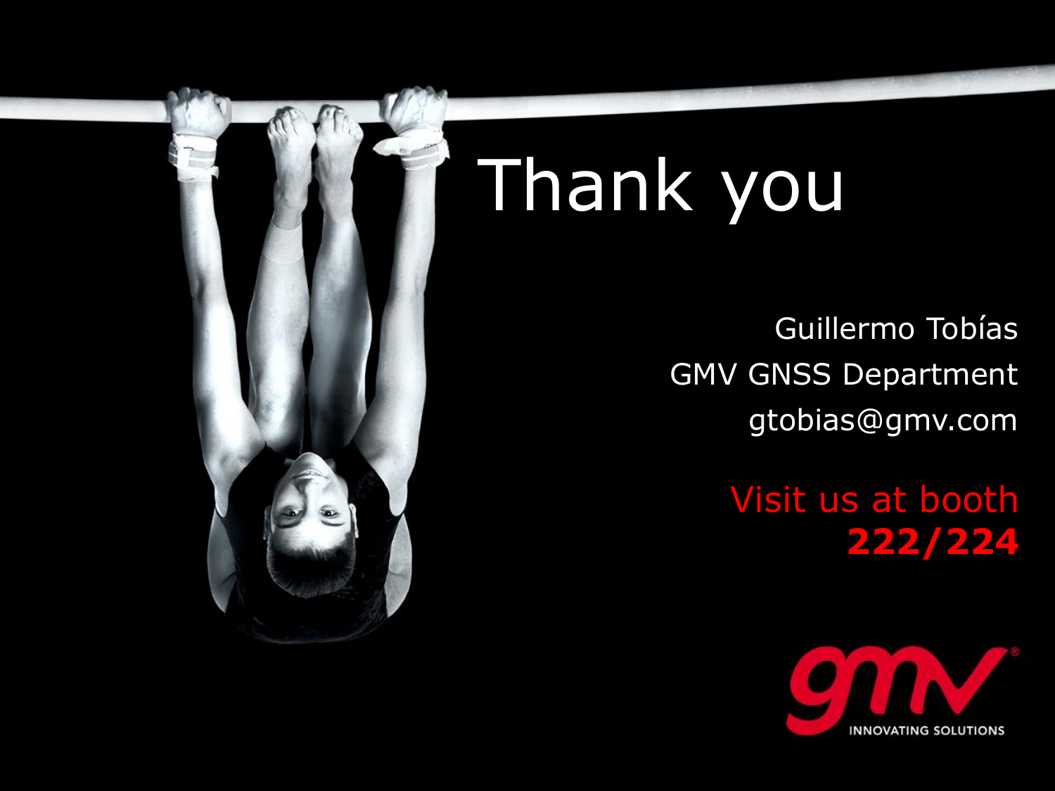# Thank you

Guillermo Tobías

GMV GNSS Department

gtobias@gmv.com

Visit us at booth **222/224**

INNOVATING SOLUTIONS